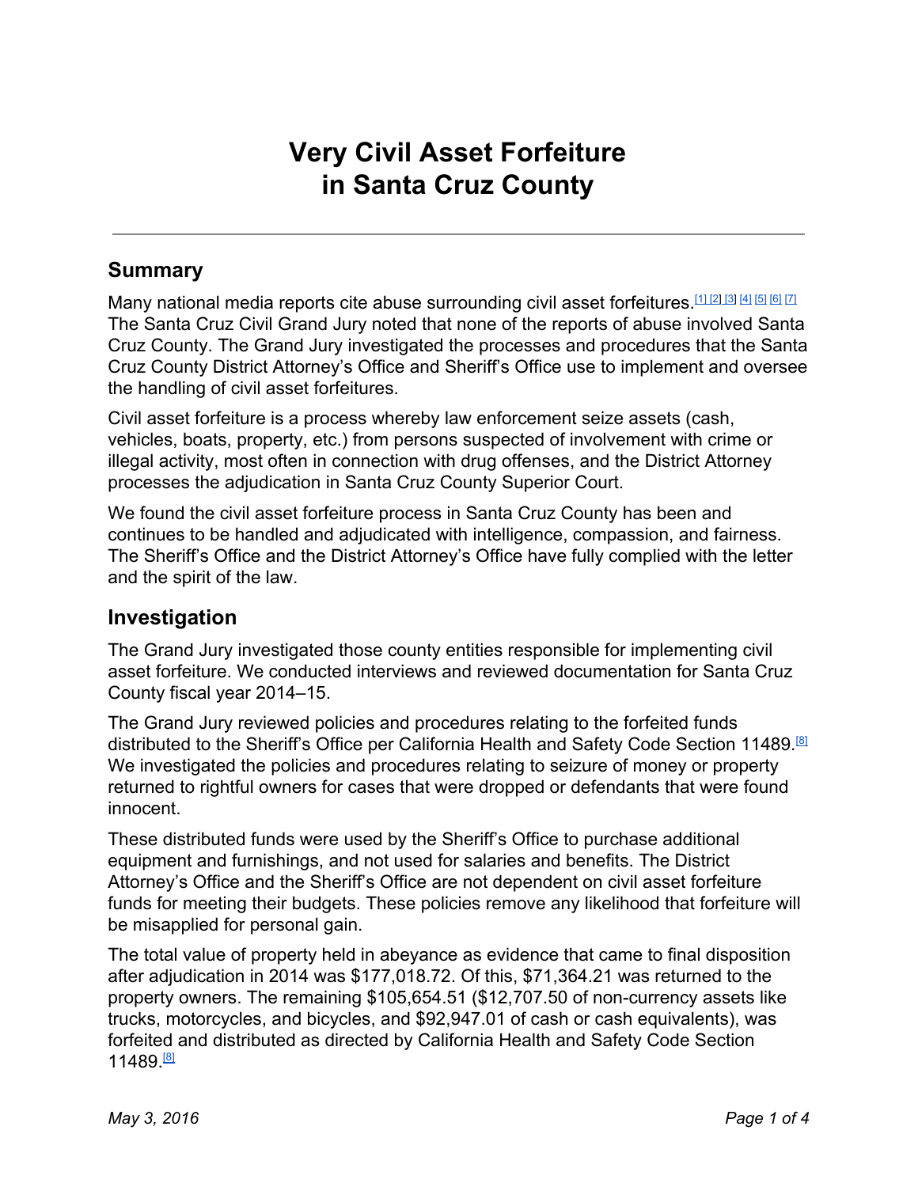# Very Civil Asset Forfeiture in Santa Cruz County

## Summary

Many national media reports cite abuse surrounding civil asset forfeitures.[1] [2] [3] [4] [5] [6] [7] The Santa Cruz Civil Grand Jury noted that none of the reports of abuse involved Santa Cruz County. The Grand Jury investigated the processes and procedures that the Santa Cruz County District Attorney's Office and Sheriff's Office use to implement and oversee the handling of civil asset forfeitures.

Civil asset forfeiture is a process whereby law enforcement seize assets (cash, vehicles, boats, property, etc.) from persons suspected of involvement with crime or illegal activity, most often in connection with drug offenses, and the District Attorney processes the adjudication in Santa Cruz County Superior Court.

We found the civil asset forfeiture process in Santa Cruz County has been and continues to be handled and adjudicated with intelligence, compassion, and fairness. The Sheriff's Office and the District Attorney's Office have fully complied with the letter and the spirit of the law.

## Investigation

The Grand Jury investigated those county entities responsible for implementing civil asset forfeiture. We conducted interviews and reviewed documentation for Santa Cruz County fiscal year 2014–15.

The Grand Jury reviewed policies and procedures relating to the forfeited funds distributed to the Sheriff's Office per California Health and Safety Code Section 11489.[8] We investigated the policies and procedures relating to seizure of money or property returned to rightful owners for cases that were dropped or defendants that were found innocent.

These distributed funds were used by the Sheriff's Office to purchase additional equipment and furnishings, and not used for salaries and benefits. The District Attorney's Office and the Sheriff's Office are not dependent on civil asset forfeiture funds for meeting their budgets. These policies remove any likelihood that forfeiture will be misapplied for personal gain.

The total value of property held in abeyance as evidence that came to final disposition after adjudication in 2014 was $177,018.72. Of this, $71,364.21 was returned to the property owners. The remaining $105,654.51 ($12,707.50 of non-currency assets like trucks, motorcycles, and bicycles, and $92,947.01 of cash or cash equivalents), was forfeited and distributed as directed by California Health and Safety Code Section 11489.[8]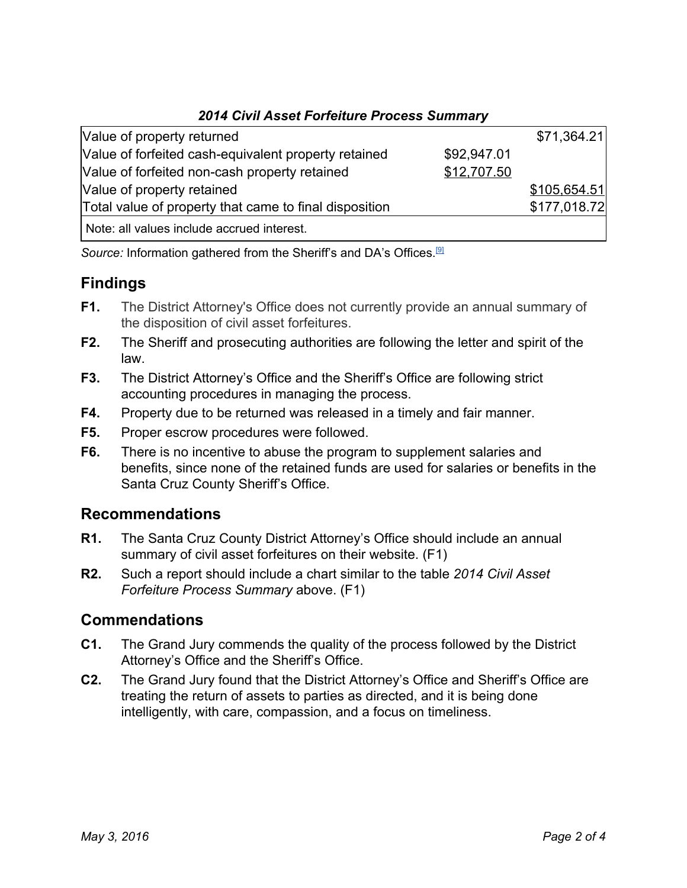***2014 Civil Asset Forfeiture Process Summary***

| | | |
|---|---|---|
| Value of property returned | | $71,364.21 |
| Value of forfeited cash-equivalent property retained | $92,947.01 | |
| Value of forfeited non-cash property retained | $12,707.50 | |
| Value of property retained | | $105,654.51 |
| Total value of property that came to final disposition | | $177,018.72 |
| Note: all values include accrued interest. | | |

*Source:* Information gathered from the Sheriff's and DA's Offices.[9]

## Findings

**F1.** The District Attorney's Office does not currently provide an annual summary of the disposition of civil asset forfeitures.

**F2.** The Sheriff and prosecuting authorities are following the letter and spirit of the law.

**F3.** The District Attorney's Office and the Sheriff's Office are following strict accounting procedures in managing the process.

**F4.** Property due to be returned was released in a timely and fair manner.

**F5.** Proper escrow procedures were followed.

**F6.** There is no incentive to abuse the program to supplement salaries and benefits, since none of the retained funds are used for salaries or benefits in the Santa Cruz County Sheriff's Office.

## Recommendations

**R1.** The Santa Cruz County District Attorney's Office should include an annual summary of civil asset forfeitures on their website. (F1)

**R2.** Such a report should include a chart similar to the table *2014 Civil Asset Forfeiture Process Summary* above. (F1)

## Commendations

**C1.** The Grand Jury commends the quality of the process followed by the District Attorney's Office and the Sheriff's Office.

**C2.** The Grand Jury found that the District Attorney's Office and Sheriff's Office are treating the return of assets to parties as directed, and it is being done intelligently, with care, compassion, and a focus on timeliness.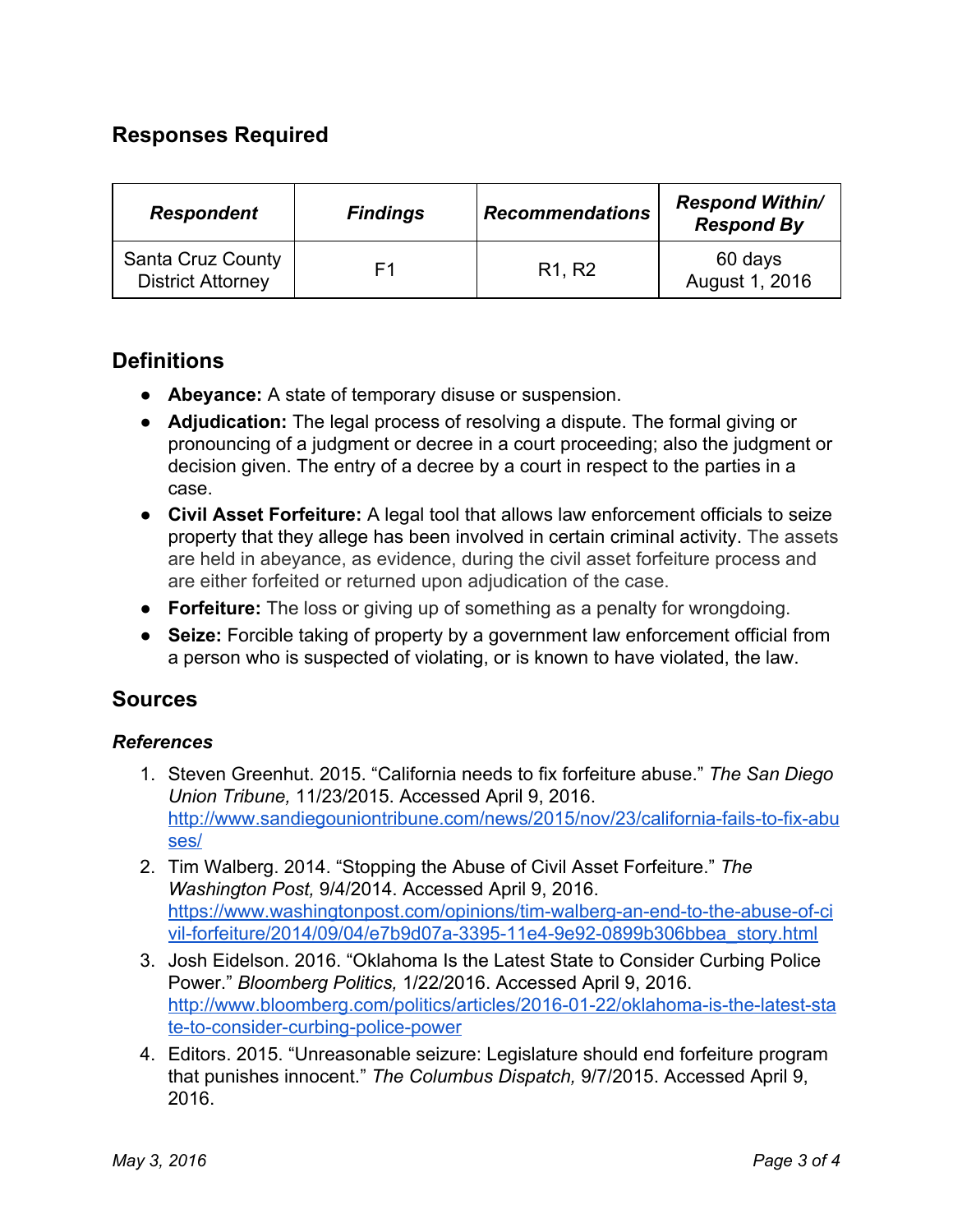## Responses Required

| ***Respondent*** | ***Findings*** | ***Recommendations*** | ***Respond Within/ Respond By*** |
|---|---|---|---|
| Santa Cruz County District Attorney | F1 | R1, R2 | 60 days August 1, 2016 |

## Definitions

- **Abeyance:** A state of temporary disuse or suspension.
- **Adjudication:** The legal process of resolving a dispute. The formal giving or pronouncing of a judgment or decree in a court proceeding; also the judgment or decision given. The entry of a decree by a court in respect to the parties in a case.
- **Civil Asset Forfeiture:** A legal tool that allows law enforcement officials to seize property that they allege has been involved in certain criminal activity. The assets are held in abeyance, as evidence, during the civil asset forfeiture process and are either forfeited or returned upon adjudication of the case.
- **Forfeiture:** The loss or giving up of something as a penalty for wrongdoing.
- **Seize:** Forcible taking of property by a government law enforcement official from a person who is suspected of violating, or is known to have violated, the law.

## Sources

### *References*

1. Steven Greenhut. 2015. "California needs to fix forfeiture abuse." *The San Diego Union Tribune,* 11/23/2015. Accessed April 9, 2016. http://www.sandiegouniontribune.com/news/2015/nov/23/california-fails-to-fix-abuses/
2. Tim Walberg. 2014. "Stopping the Abuse of Civil Asset Forfeiture." *The Washington Post,* 9/4/2014. Accessed April 9, 2016. https://www.washingtonpost.com/opinions/tim-walberg-an-end-to-the-abuse-of-civil-forfeiture/2014/09/04/e7b9d07a-3395-11e4-9e92-0899b306bbea_story.html
3. Josh Eidelson. 2016. "Oklahoma Is the Latest State to Consider Curbing Police Power." *Bloomberg Politics,* 1/22/2016. Accessed April 9, 2016. http://www.bloomberg.com/politics/articles/2016-01-22/oklahoma-is-the-latest-state-to-consider-curbing-police-power
4. Editors. 2015. "Unreasonable seizure: Legislature should end forfeiture program that punishes innocent." *The Columbus Dispatch,* 9/7/2015. Accessed April 9, 2016.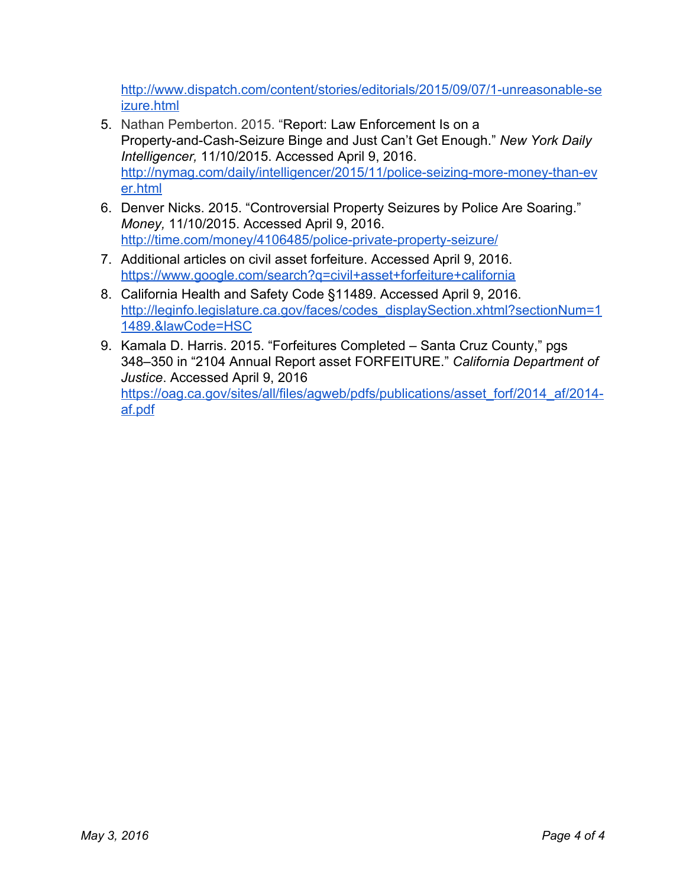http://www.dispatch.com/content/stories/editorials/2015/09/07/1-unreasonable-seizure.html

5. Nathan Pemberton. 2015. "Report: Law Enforcement Is on a Property-and-Cash-Seizure Binge and Just Can't Get Enough." *New York Daily Intelligencer,* 11/10/2015. Accessed April 9, 2016. http://nymag.com/daily/intelligencer/2015/11/police-seizing-more-money-than-ever.html
6. Denver Nicks. 2015. "Controversial Property Seizures by Police Are Soaring." *Money,* 11/10/2015. Accessed April 9, 2016. http://time.com/money/4106485/police-private-property-seizure/
7. Additional articles on civil asset forfeiture. Accessed April 9, 2016. https://www.google.com/search?q=civil+asset+forfeiture+california
8. California Health and Safety Code §11489. Accessed April 9, 2016. http://leginfo.legislature.ca.gov/faces/codes_displaySection.xhtml?sectionNum=11489.&lawCode=HSC
9. Kamala D. Harris. 2015. "Forfeitures Completed – Santa Cruz County," pgs 348–350 in "2104 Annual Report asset FORFEITURE." *California Department of Justice*. Accessed April 9, 2016 https://oag.ca.gov/sites/all/files/agweb/pdfs/publications/asset_forf/2014_af/2014-af.pdf

*May 3, 2016*